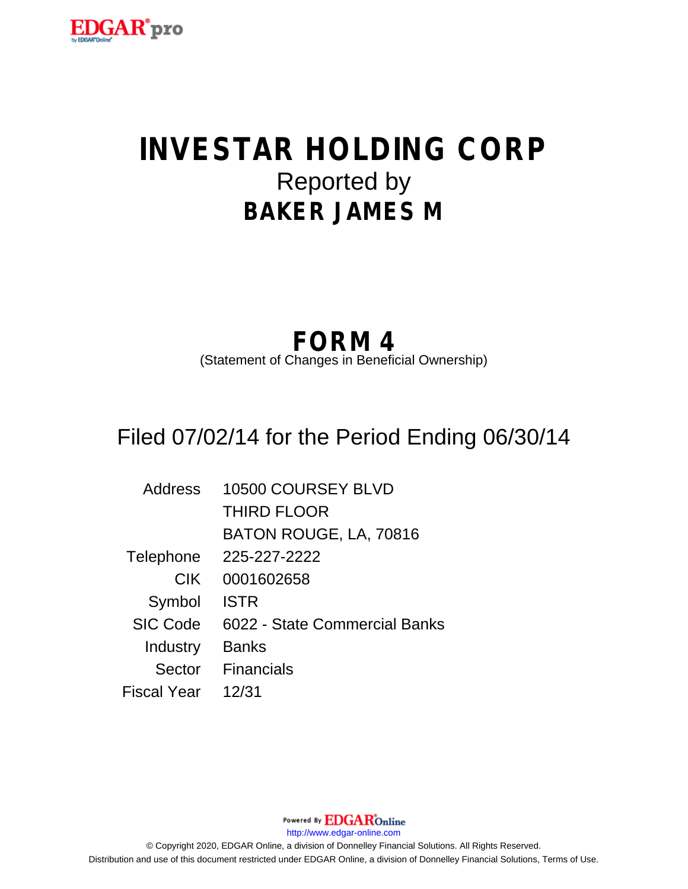# INVESTAR HOLDING CORP

Reported by

## BAKER JAMES M

## FORM 4

(Statement of Changes in Beneficial Ownership)

Filed 07/02/14 for the Period Ending 06/30/14

| | |
|---|---|
| Address | 10500 COURSEY BLVD<br>THIRD FLOOR<br>BATON ROUGE, LA, 70816 |
| Telephone | 225-227-2222 |
| CIK | 0001602658 |
| Symbol | ISTR |
| SIC Code | 6022 - State Commercial Banks |
| Industry | Banks |
| Sector | Financials |
| Fiscal Year | 12/31 |

Powered By EDGAROnline

http://www.edgar-online.com

© Copyright 2020, EDGAR Online, a division of Donnelley Financial Solutions. All Rights Reserved.

Distribution and use of this document restricted under EDGAR Online, a division of Donnelley Financial Solutions, Terms of Use.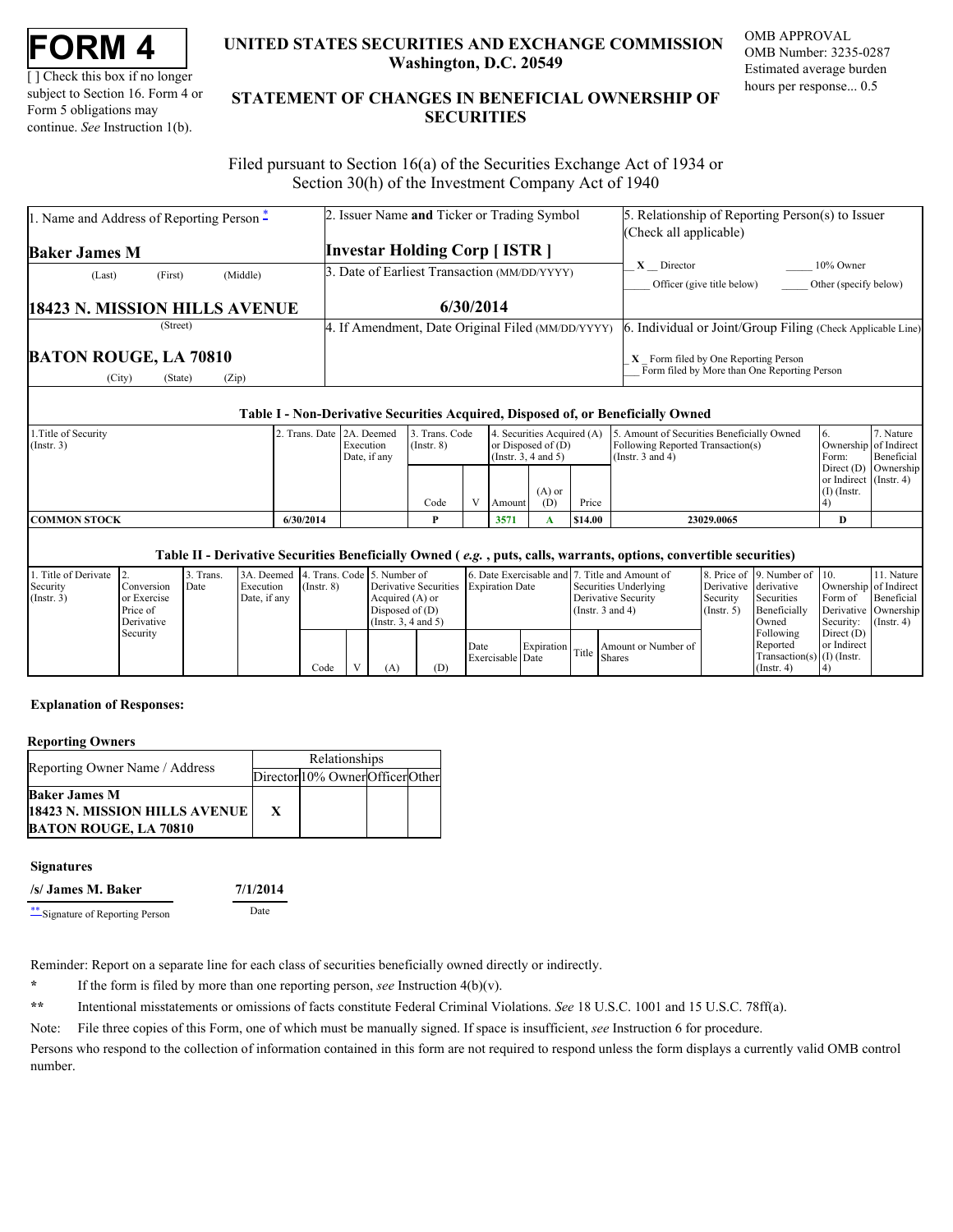# FORM 4

[ ] Check this box if no longer subject to Section 16. Form 4 or Form 5 obligations may continue. *See* Instruction 1(b).

**UNITED STATES SECURITIES AND EXCHANGE COMMISSION**
**Washington, D.C. 20549**

## STATEMENT OF CHANGES IN BENEFICIAL OWNERSHIP OF SECURITIES

OMB APPROVAL
OMB Number: 3235-0287
Estimated average burden hours per response... 0.5

Filed pursuant to Section 16(a) of the Securities Exchange Act of 1934 or Section 30(h) of the Investment Company Act of 1940

| | | |
|---|---|---|
| 1. Name and Address of Reporting Person * | 2. Issuer Name **and** Ticker or Trading Symbol | 5. Relationship of Reporting Person(s) to Issuer (Check all applicable) |
| **Baker James M** (Last) (First) (Middle) | **Investar Holding Corp [ ISTR ]** | X Director ___ 10% Owner ___ Officer (give title below) ___ Other (specify below) |
| **18423 N. MISSION HILLS AVENUE** (Street) | 3. Date of Earliest Transaction (MM/DD/YYYY) **6/30/2014** | |
| **BATON ROUGE, LA 70810** (City) (State) (Zip) | 4. If Amendment, Date Original Filed (MM/DD/YYYY) | 6. Individual or Joint/Group Filing (Check Applicable Line) X Form filed by One Reporting Person ___ Form filed by More than One Reporting Person |

### Table I - Non-Derivative Securities Acquired, Disposed of, or Beneficially Owned

| 1.Title of Security (Instr. 3) | 2. Trans. Date | 2A. Deemed Execution Date, if any | 3. Trans. Code (Instr. 8) | | 4. Securities Acquired (A) or Disposed of (D) (Instr. 3, 4 and 5) | | | 5. Amount of Securities Beneficially Owned Following Reported Transaction(s) (Instr. 3 and 4) | 6. Ownership Form: Direct (D) or Indirect (I) (Instr. 4) | 7. Nature of Indirect Beneficial Ownership (Instr. 4) |
|---|---|---|---|---|---|---|---|---|---|---|
| | | | Code | V | Amount | (A) or (D) | Price | | | |
| **COMMON STOCK** | **6/30/2014** | | **P** | | **3571** | **A** | **$14.00** | **23029.0065** | **D** | |

### Table II - Derivative Securities Beneficially Owned ( *e.g.* , puts, calls, warrants, options, convertible securities)

| 1. Title of Derivate Security (Instr. 3) | 2. Conversion or Exercise Price of Derivative Security | 3. Trans. Date | 3A. Deemed Execution Date, if any | 4. Trans. Code (Instr. 8) | | 5. Number of Derivative Securities Acquired (A) or Disposed of (D) (Instr. 3, 4 and 5) | | 6. Date Exercisable and Expiration Date | | 7. Title and Amount of Securities Underlying Derivative Security (Instr. 3 and 4) | | 8. Price of Derivative Security (Instr. 5) | 9. Number of derivative Securities Beneficially Owned Following Reported Transaction(s) (Instr. 4) | 10. Ownership Form of Derivative Security: Direct (D) or Indirect (I) (Instr. 4) | 11. Nature of Indirect Beneficial Ownership (Instr. 4) |
|---|---|---|---|---|---|---|---|---|---|---|---|---|---|---|---|
| | | | | Code | V | (A) | (D) | Date Exercisable | Expiration Date | Title | Amount or Number of Shares | | | | |

**Explanation of Responses:**

**Reporting Owners**

| Reporting Owner Name / Address | Relationships | | | |
|---|---|---|---|---|
| | Director | 10% Owner | Officer | Other |
| **Baker James M** **18423 N. MISSION HILLS AVENUE** **BATON ROUGE, LA 70810** | X | | | |

**Signatures**

| | |
|---|---|
| **/s/ James M. Baker** | **7/1/2014** |
| ** Signature of Reporting Person | Date |

Reminder: Report on a separate line for each class of securities beneficially owned directly or indirectly.

\* If the form is filed by more than one reporting person, *see* Instruction 4(b)(v).

\*\* Intentional misstatements or omissions of facts constitute Federal Criminal Violations. *See* 18 U.S.C. 1001 and 15 U.S.C. 78ff(a).

Note: File three copies of this Form, one of which must be manually signed. If space is insufficient, *see* Instruction 6 for procedure.

Persons who respond to the collection of information contained in this form are not required to respond unless the form displays a currently valid OMB control number.